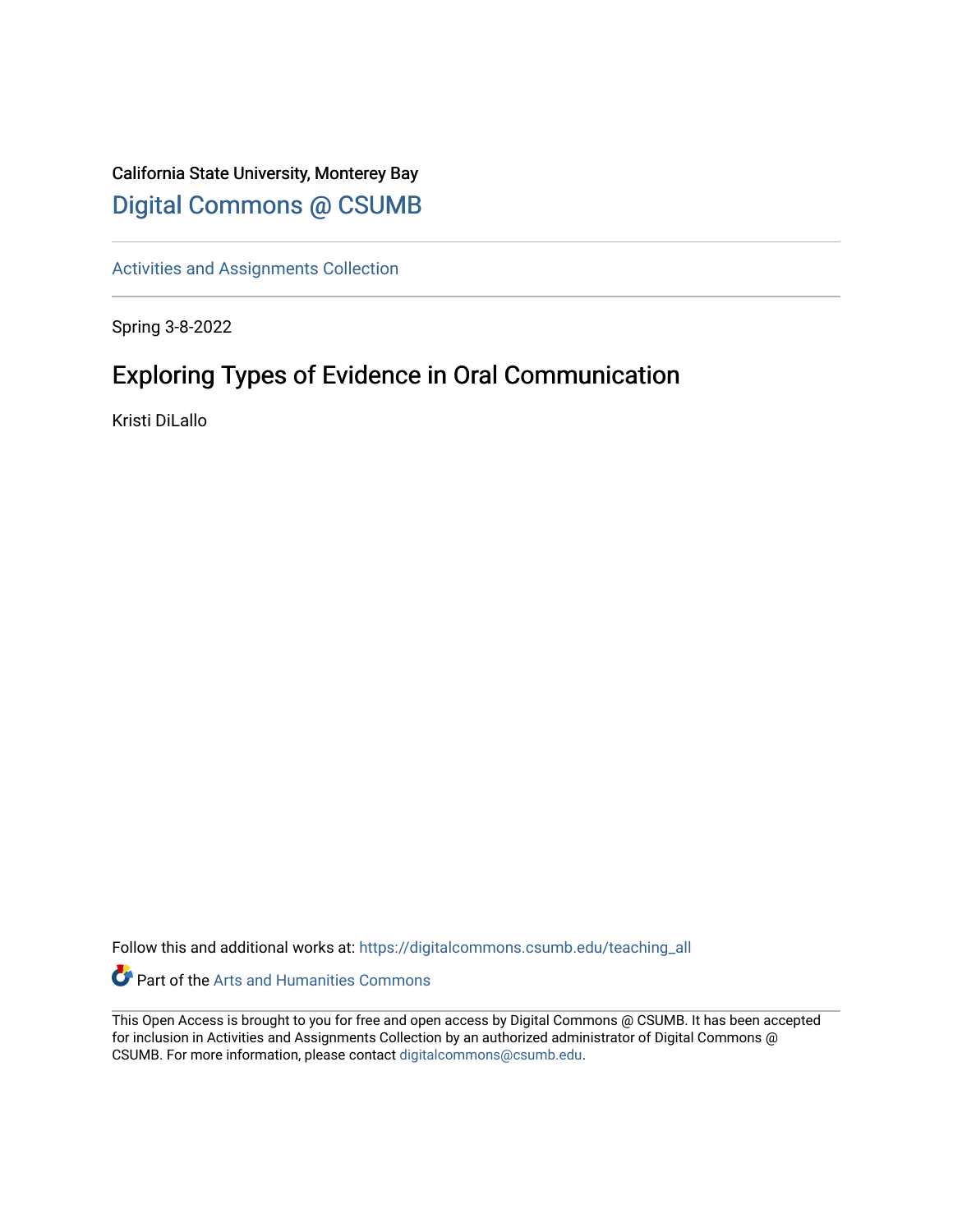California State University, Monterey Bay

Digital Commons @ CSUMB

Activities and Assignments Collection

Spring 3-8-2022

# Exploring Types of Evidence in Oral Communication

Kristi DiLallo

Follow this and additional works at: https://digitalcommons.csumb.edu/teaching_all

Part of the Arts and Humanities Commons

This Open Access is brought to you for free and open access by Digital Commons @ CSUMB. It has been accepted for inclusion in Activities and Assignments Collection by an authorized administrator of Digital Commons @ CSUMB. For more information, please contact digitalcommons@csumb.edu.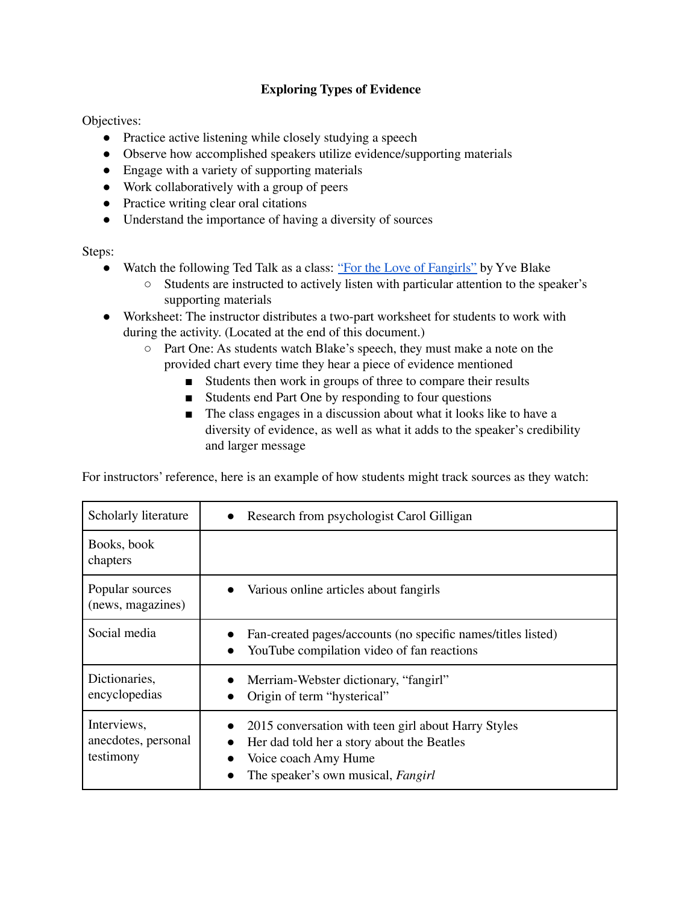## Exploring Types of Evidence

Objectives:

- Practice active listening while closely studying a speech
- Observe how accomplished speakers utilize evidence/supporting materials
- Engage with a variety of supporting materials
- Work collaboratively with a group of peers
- Practice writing clear oral citations
- Understand the importance of having a diversity of sources

Steps:

- Watch the following Ted Talk as a class: [“For the Love of Fangirls”]() by Yve Blake
  - Students are instructed to actively listen with particular attention to the speaker’s supporting materials
- Worksheet: The instructor distributes a two-part worksheet for students to work with during the activity. (Located at the end of this document.)
  - Part One: As students watch Blake’s speech, they must make a note on the provided chart every time they hear a piece of evidence mentioned
    - Students then work in groups of three to compare their results
    - Students end Part One by responding to four questions
    - The class engages in a discussion about what it looks like to have a diversity of evidence, as well as what it adds to the speaker’s credibility and larger message

For instructors’ reference, here is an example of how students might track sources as they watch:

| | |
|---|---|
| Scholarly literature | • Research from psychologist Carol Gilligan |
| Books, book chapters | |
| Popular sources (news, magazines) | • Various online articles about fangirls |
| Social media | • Fan-created pages/accounts (no specific names/titles listed)<br>• YouTube compilation video of fan reactions |
| Dictionaries, encyclopedias | • Merriam-Webster dictionary, “fangirl”<br>• Origin of term “hysterical” |
| Interviews, anecdotes, personal testimony | • 2015 conversation with teen girl about Harry Styles<br>• Her dad told her a story about the Beatles<br>• Voice coach Amy Hume<br>• The speaker’s own musical, *Fangirl* |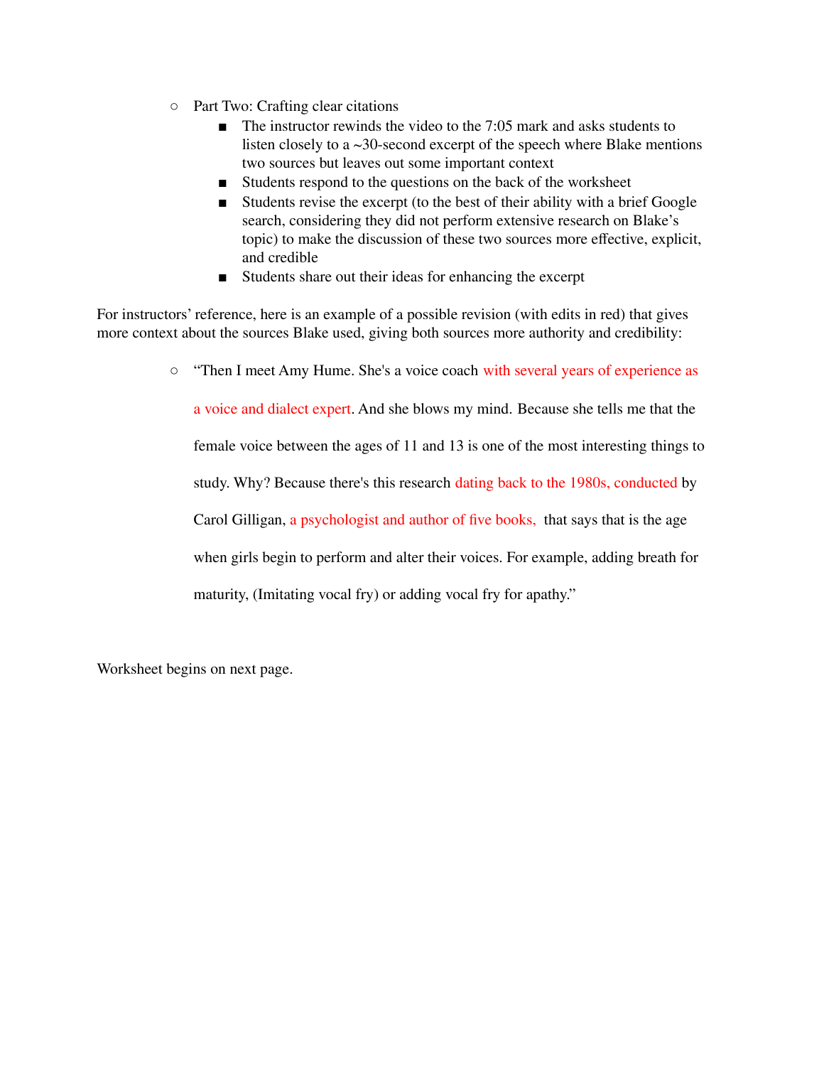- Part Two: Crafting clear citations
  - The instructor rewinds the video to the 7:05 mark and asks students to listen closely to a ~30-second excerpt of the speech where Blake mentions two sources but leaves out some important context
  - Students respond to the questions on the back of the worksheet
  - Students revise the excerpt (to the best of their ability with a brief Google search, considering they did not perform extensive research on Blake's topic) to make the discussion of these two sources more effective, explicit, and credible
  - Students share out their ideas for enhancing the excerpt

For instructors' reference, here is an example of a possible revision (with edits in red) that gives more context about the sources Blake used, giving both sources more authority and credibility:

- "Then I meet Amy Hume. She's a voice coach with several years of experience as a voice and dialect expert. And she blows my mind. Because she tells me that the female voice between the ages of 11 and 13 is one of the most interesting things to study. Why? Because there's this research dating back to the 1980s, conducted by Carol Gilligan, a psychologist and author of five books, that says that is the age when girls begin to perform and alter their voices. For example, adding breath for maturity, (Imitating vocal fry) or adding vocal fry for apathy."

Worksheet begins on next page.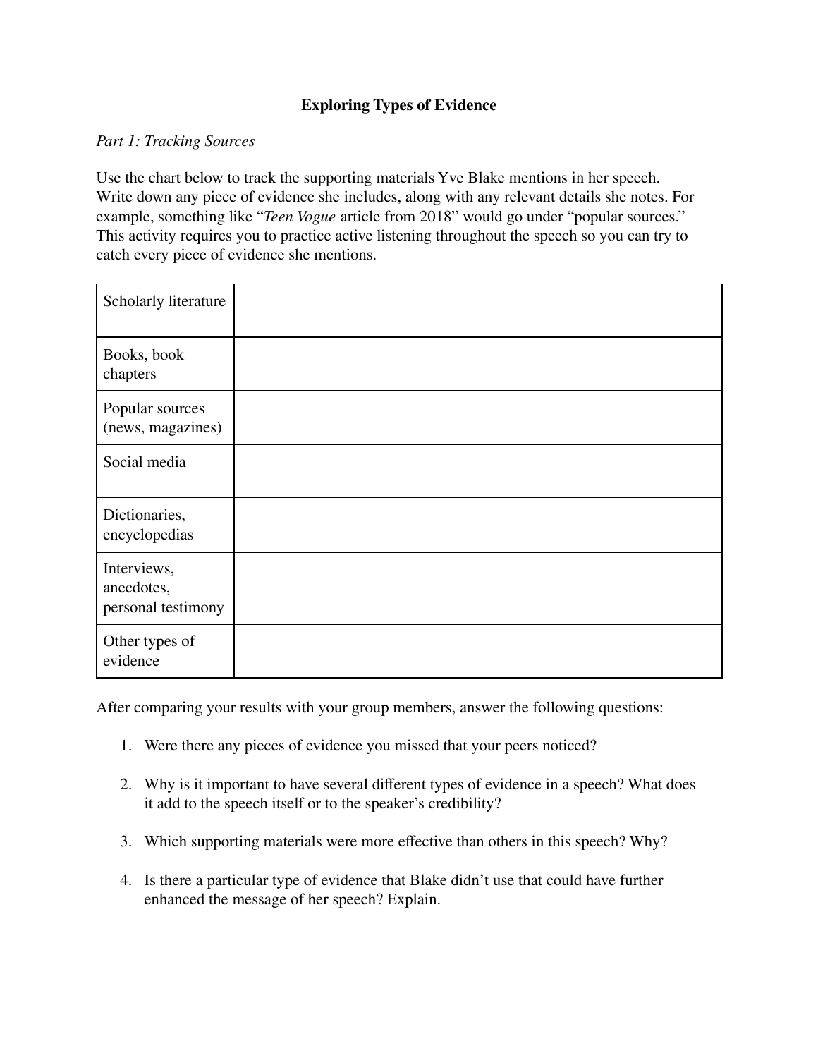**Exploring Types of Evidence**

*Part 1: Tracking Sources*

Use the chart below to track the supporting materials Yve Blake mentions in her speech. Write down any piece of evidence she includes, along with any relevant details she notes. For example, something like "*Teen Vogue* article from 2018" would go under "popular sources." This activity requires you to practice active listening throughout the speech so you can try to catch every piece of evidence she mentions.

| | |
|---|---|
| Scholarly literature | |
| Books, book chapters | |
| Popular sources (news, magazines) | |
| Social media | |
| Dictionaries, encyclopedias | |
| Interviews, anecdotes, personal testimony | |
| Other types of evidence | |

After comparing your results with your group members, answer the following questions:

1. Were there any pieces of evidence you missed that your peers noticed?
2. Why is it important to have several different types of evidence in a speech? What does it add to the speech itself or to the speaker's credibility?
3. Which supporting materials were more effective than others in this speech? Why?
4. Is there a particular type of evidence that Blake didn't use that could have further enhanced the message of her speech? Explain.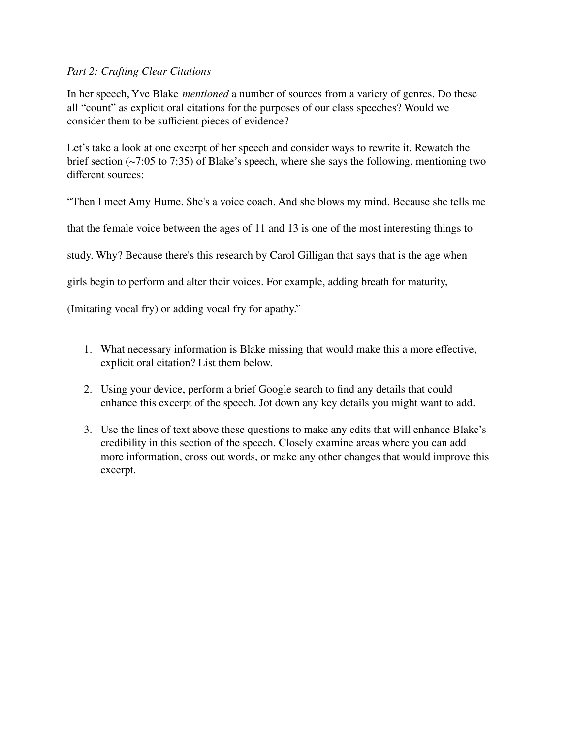*Part 2: Crafting Clear Citations*

In her speech, Yve Blake *mentioned* a number of sources from a variety of genres. Do these all "count" as explicit oral citations for the purposes of our class speeches? Would we consider them to be sufficient pieces of evidence?

Let's take a look at one excerpt of her speech and consider ways to rewrite it. Rewatch the brief section (~7:05 to 7:35) of Blake's speech, where she says the following, mentioning two different sources:

"Then I meet Amy Hume. She's a voice coach. And she blows my mind. Because she tells me that the female voice between the ages of 11 and 13 is one of the most interesting things to study. Why? Because there's this research by Carol Gilligan that says that is the age when girls begin to perform and alter their voices. For example, adding breath for maturity, (Imitating vocal fry) or adding vocal fry for apathy."

1. What necessary information is Blake missing that would make this a more effective, explicit oral citation? List them below.

2. Using your device, perform a brief Google search to find any details that could enhance this excerpt of the speech. Jot down any key details you might want to add.

3. Use the lines of text above these questions to make any edits that will enhance Blake's credibility in this section of the speech. Closely examine areas where you can add more information, cross out words, or make any other changes that would improve this excerpt.